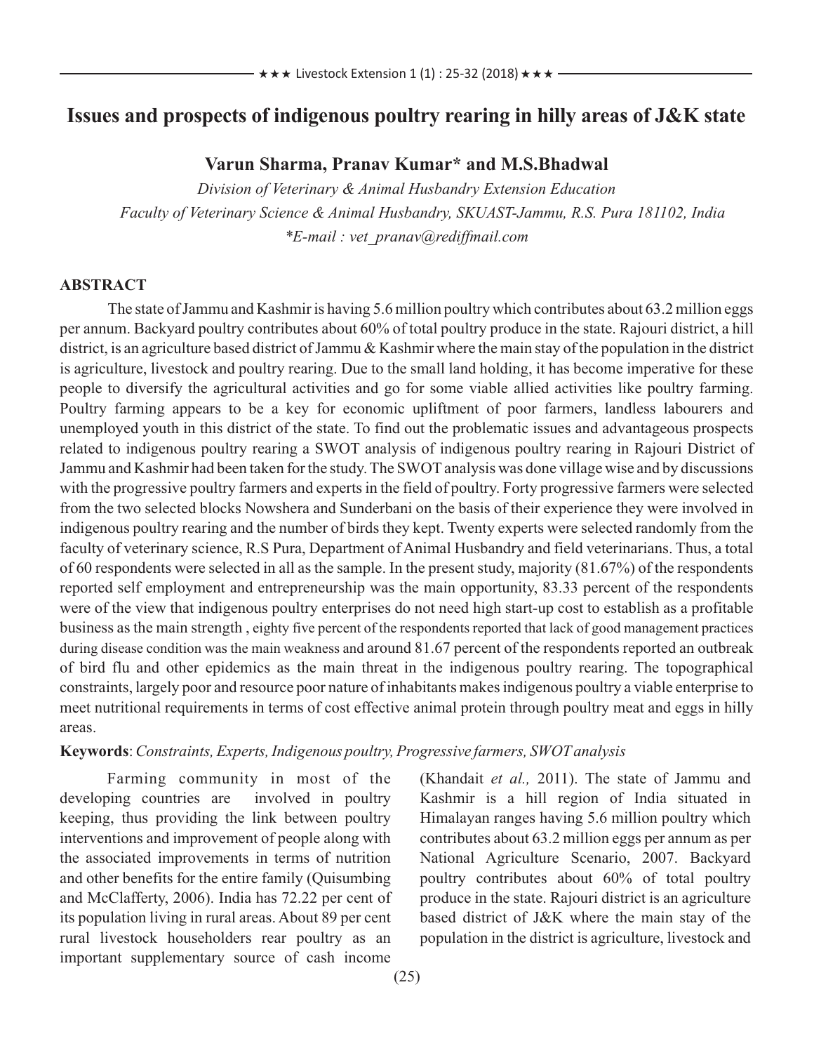# Issues and prospects of indigenous poultry rearing in hilly areas of J&K state

**Varun Sharma, Pranav Kumar* and M.S.Bhadwal**

*Division of Veterinary & Animal Husbandry Extension Education*
*Faculty of Veterinary Science & Animal Husbandry, SKUAST-Jammu, R.S. Pura 181102, India*
**E-mail : vet_pranav@rediffmail.com*

## ABSTRACT

The state of Jammu and Kashmir is having 5.6 million poultry which contributes about 63.2 million eggs per annum. Backyard poultry contributes about 60% of total poultry produce in the state. Rajouri district, a hill district, is an agriculture based district of Jammu & Kashmir where the main stay of the population in the district is agriculture, livestock and poultry rearing. Due to the small land holding, it has become imperative for these people to diversify the agricultural activities and go for some viable allied activities like poultry farming. Poultry farming appears to be a key for economic upliftment of poor farmers, landless labourers and unemployed youth in this district of the state. To find out the problematic issues and advantageous prospects related to indigenous poultry rearing a SWOT analysis of indigenous poultry rearing in Rajouri District of Jammu and Kashmir had been taken for the study. The SWOT analysis was done village wise and by discussions with the progressive poultry farmers and experts in the field of poultry. Forty progressive farmers were selected from the two selected blocks Nowshera and Sunderbani on the basis of their experience they were involved in indigenous poultry rearing and the number of birds they kept. Twenty experts were selected randomly from the faculty of veterinary science, R.S Pura, Department of Animal Husbandry and field veterinarians. Thus, a total of 60 respondents were selected in all as the sample. In the present study, majority (81.67%) of the respondents reported self employment and entrepreneurship was the main opportunity, 83.33 percent of the respondents were of the view that indigenous poultry enterprises do not need high start-up cost to establish as a profitable business as the main strength , eighty five percent of the respondents reported that lack of good management practices during disease condition was the main weakness and around 81.67 percent of the respondents reported an outbreak of bird flu and other epidemics as the main threat in the indigenous poultry rearing. The topographical constraints, largely poor and resource poor nature of inhabitants makes indigenous poultry a viable enterprise to meet nutritional requirements in terms of cost effective animal protein through poultry meat and eggs in hilly areas.

**Keywords**: *Constraints, Experts, Indigenous poultry, Progressive farmers, SWOT analysis*

Farming community in most of the developing countries are involved in poultry keeping, thus providing the link between poultry interventions and improvement of people along with the associated improvements in terms of nutrition and other benefits for the entire family (Quisumbing and McClafferty, 2006). India has 72.22 per cent of its population living in rural areas. About 89 per cent rural livestock householders rear poultry as an important supplementary source of cash income (Khandait *et al.,* 2011). The state of Jammu and Kashmir is a hill region of India situated in Himalayan ranges having 5.6 million poultry which contributes about 63.2 million eggs per annum as per National Agriculture Scenario, 2007. Backyard poultry contributes about 60% of total poultry produce in the state. Rajouri district is an agriculture based district of J&K where the main stay of the population in the district is agriculture, livestock and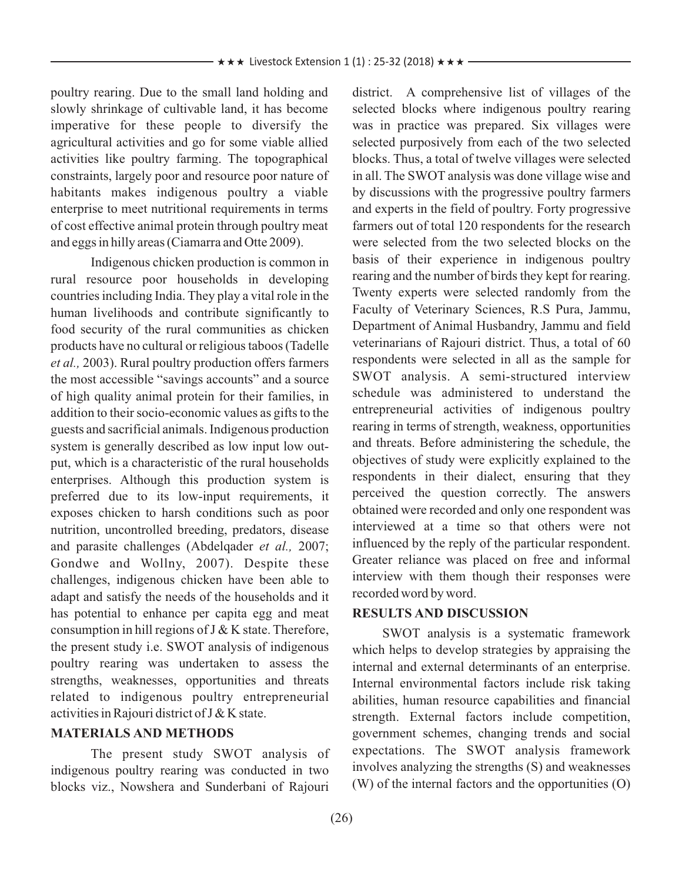poultry rearing. Due to the small land holding and slowly shrinkage of cultivable land, it has become imperative for these people to diversify the agricultural activities and go for some viable allied activities like poultry farming. The topographical constraints, largely poor and resource poor nature of habitants makes indigenous poultry a viable enterprise to meet nutritional requirements in terms of cost effective animal protein through poultry meat and eggs in hilly areas (Ciamarra and Otte 2009).

Indigenous chicken production is common in rural resource poor households in developing countries including India. They play a vital role in the human livelihoods and contribute significantly to food security of the rural communities as chicken products have no cultural or religious taboos (Tadelle *et al.,* 2003). Rural poultry production offers farmers the most accessible "savings accounts" and a source of high quality animal protein for their families, in addition to their socio-economic values as gifts to the guests and sacrificial animals. Indigenous production system is generally described as low input low output, which is a characteristic of the rural households enterprises. Although this production system is preferred due to its low-input requirements, it exposes chicken to harsh conditions such as poor nutrition, uncontrolled breeding, predators, disease and parasite challenges (Abdelqader *et al.,* 2007; Gondwe and Wollny, 2007). Despite these challenges, indigenous chicken have been able to adapt and satisfy the needs of the households and it has potential to enhance per capita egg and meat consumption in hill regions of J & K state. Therefore, the present study i.e. SWOT analysis of indigenous poultry rearing was undertaken to assess the strengths, weaknesses, opportunities and threats related to indigenous poultry entrepreneurial activities in Rajouri district of J & K state.

## MATERIALS AND METHODS

The present study SWOT analysis of indigenous poultry rearing was conducted in two blocks viz., Nowshera and Sunderbani of Rajouri district. A comprehensive list of villages of the selected blocks where indigenous poultry rearing was in practice was prepared. Six villages were selected purposively from each of the two selected blocks. Thus, a total of twelve villages were selected in all. The SWOT analysis was done village wise and by discussions with the progressive poultry farmers and experts in the field of poultry. Forty progressive farmers out of total 120 respondents for the research were selected from the two selected blocks on the basis of their experience in indigenous poultry rearing and the number of birds they kept for rearing. Twenty experts were selected randomly from the Faculty of Veterinary Sciences, R.S Pura, Jammu, Department of Animal Husbandry, Jammu and field veterinarians of Rajouri district. Thus, a total of 60 respondents were selected in all as the sample for SWOT analysis. A semi-structured interview schedule was administered to understand the entrepreneurial activities of indigenous poultry rearing in terms of strength, weakness, opportunities and threats. Before administering the schedule, the objectives of study were explicitly explained to the respondents in their dialect, ensuring that they perceived the question correctly. The answers obtained were recorded and only one respondent was interviewed at a time so that others were not influenced by the reply of the particular respondent. Greater reliance was placed on free and informal interview with them though their responses were recorded word by word.

## RESULTS AND DISCUSSION

SWOT analysis is a systematic framework which helps to develop strategies by appraising the internal and external determinants of an enterprise. Internal environmental factors include risk taking abilities, human resource capabilities and financial strength. External factors include competition, government schemes, changing trends and social expectations. The SWOT analysis framework involves analyzing the strengths (S) and weaknesses (W) of the internal factors and the opportunities (O)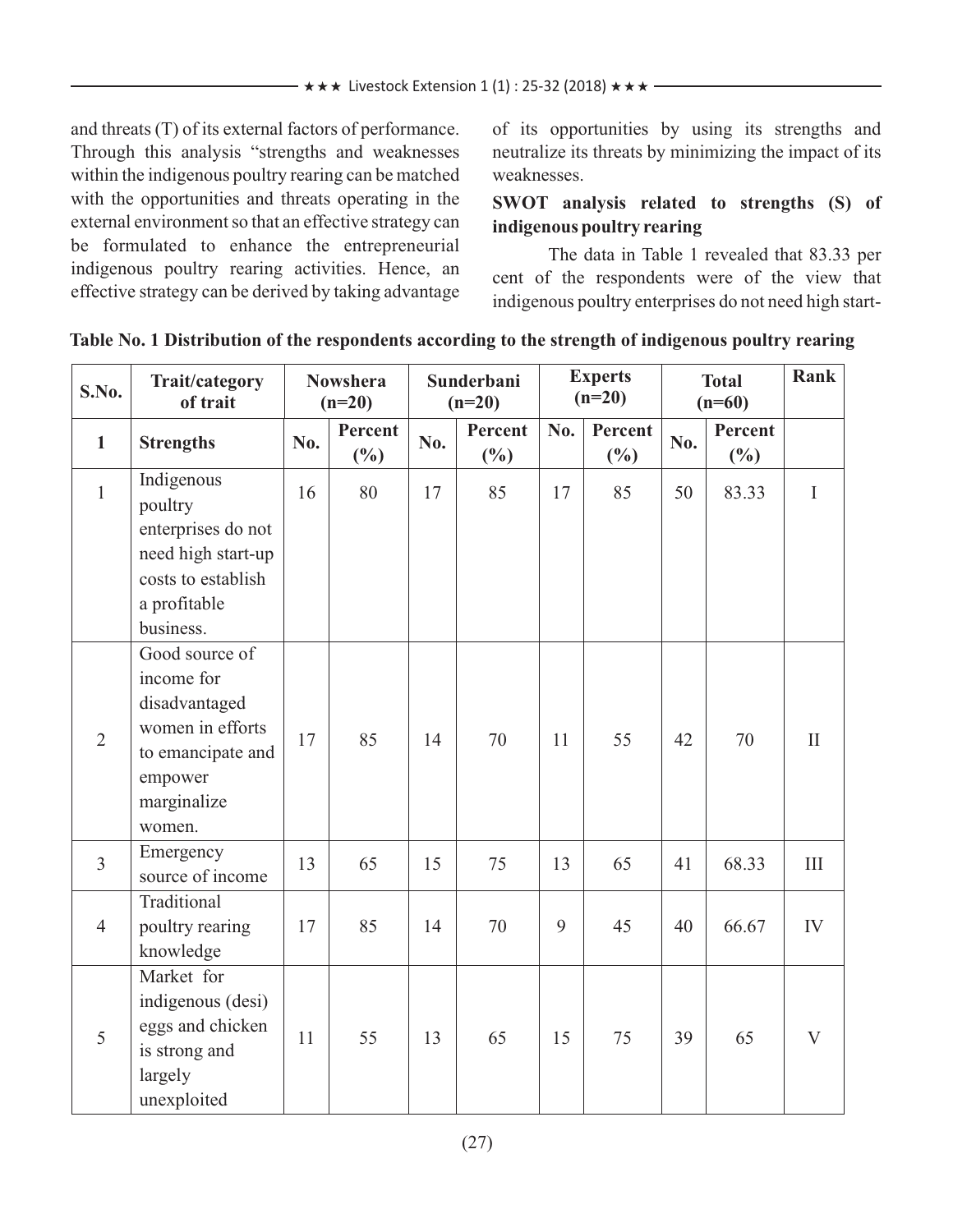and threats (T) of its external factors of performance. Through this analysis "strengths and weaknesses within the indigenous poultry rearing can be matched with the opportunities and threats operating in the external environment so that an effective strategy can be formulated to enhance the entrepreneurial indigenous poultry rearing activities. Hence, an effective strategy can be derived by taking advantage of its opportunities by using its strengths and neutralize its threats by minimizing the impact of its weaknesses.

**SWOT analysis related to strengths (S) of indigenous poultry rearing**

The data in Table 1 revealed that 83.33 per cent of the respondents were of the view that indigenous poultry enterprises do not need high start-

**Table No. 1 Distribution of the respondents according to the strength of indigenous poultry rearing**

| S.No. | Trait/category of trait | Nowshera (n=20) | | Sunderbani (n=20) | | Experts (n=20) | | Total (n=60) | | Rank |
|---|---|---|---|---|---|---|---|---|---|---|
| **1** | **Strengths** | **No.** | **Percent (%)** | **No.** | **Percent (%)** | **No.** | **Percent (%)** | **No.** | **Percent (%)** | |
| 1 | Indigenous poultry enterprises do not need high start-up costs to establish a profitable business. | 16 | 80 | 17 | 85 | 17 | 85 | 50 | 83.33 | I |
| 2 | Good source of income for disadvantaged women in efforts to emancipate and empower marginalize women. | 17 | 85 | 14 | 70 | 11 | 55 | 42 | 70 | II |
| 3 | Emergency source of income | 13 | 65 | 15 | 75 | 13 | 65 | 41 | 68.33 | III |
| 4 | Traditional poultry rearing knowledge | 17 | 85 | 14 | 70 | 9 | 45 | 40 | 66.67 | IV |
| 5 | Market for indigenous (desi) eggs and chicken is strong and largely unexploited | 11 | 55 | 13 | 65 | 15 | 75 | 39 | 65 | V |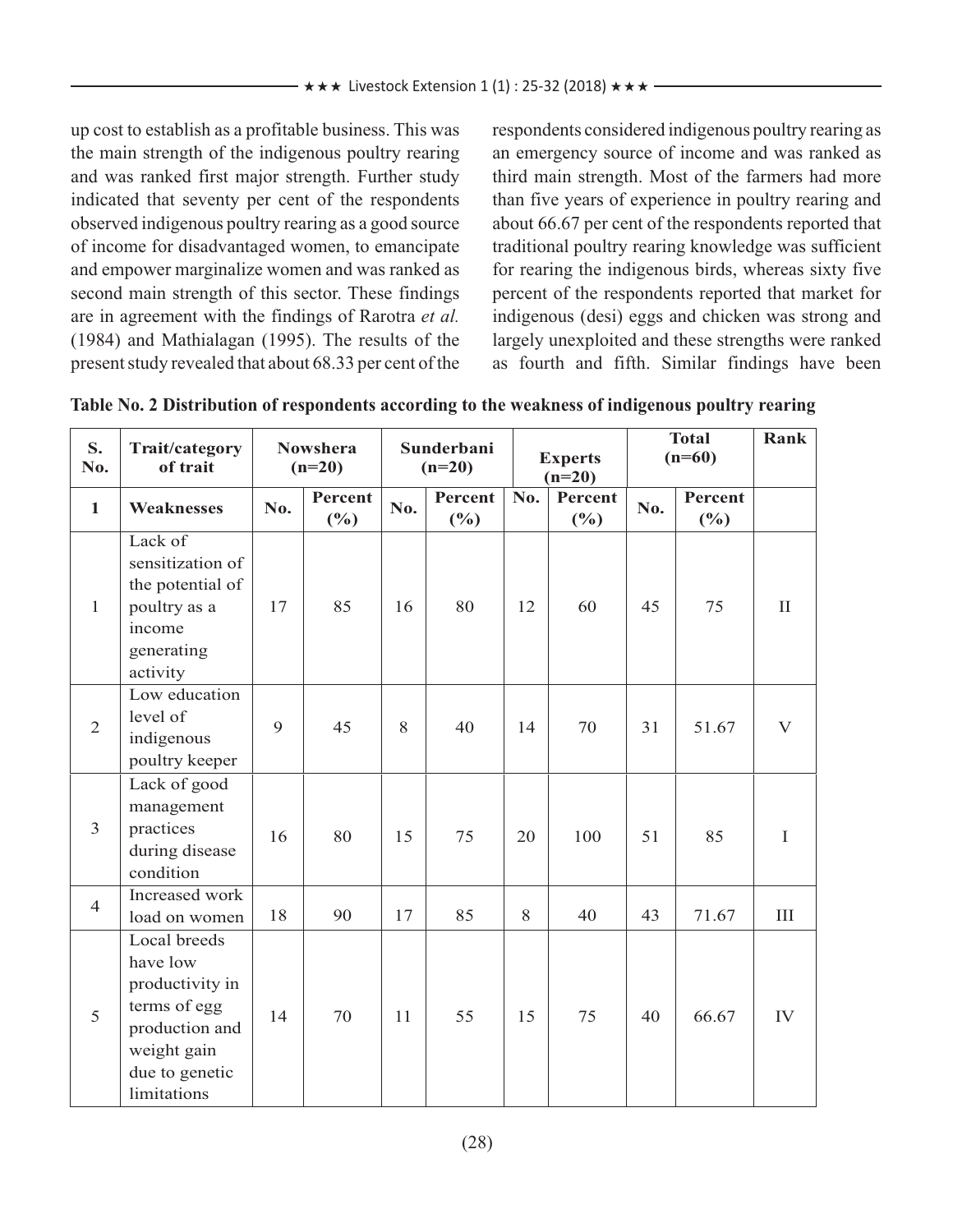up cost to establish as a profitable business. This was the main strength of the indigenous poultry rearing and was ranked first major strength. Further study indicated that seventy per cent of the respondents observed indigenous poultry rearing as a good source of income for disadvantaged women, to emancipate and empower marginalize women and was ranked as second main strength of this sector. These findings are in agreement with the findings of Rarotra *et al.* (1984) and Mathialagan (1995). The results of the present study revealed that about 68.33 per cent of the respondents considered indigenous poultry rearing as an emergency source of income and was ranked as third main strength. Most of the farmers had more than five years of experience in poultry rearing and about 66.67 per cent of the respondents reported that traditional poultry rearing knowledge was sufficient for rearing the indigenous birds, whereas sixty five percent of the respondents reported that market for indigenous (desi) eggs and chicken was strong and largely unexploited and these strengths were ranked as fourth and fifth. Similar findings have been

**Table No. 2 Distribution of respondents according to the weakness of indigenous poultry rearing**

| S. No. | Trait/category of trait | Nowshera (n=20) | | Sunderbani (n=20) | | Experts (n=20) | | Total (n=60) | | Rank |
|---|---|---|---|---|---|---|---|---|---|---|
| **1** | **Weaknesses** | **No.** | **Percent (%)** | **No.** | **Percent (%)** | **No.** | **Percent (%)** | **No.** | **Percent (%)** | |
| 1 | Lack of sensitization of the potential of poultry as a income generating activity | 17 | 85 | 16 | 80 | 12 | 60 | 45 | 75 | II |
| 2 | Low education level of indigenous poultry keeper | 9 | 45 | 8 | 40 | 14 | 70 | 31 | 51.67 | V |
| 3 | Lack of good management practices during disease condition | 16 | 80 | 15 | 75 | 20 | 100 | 51 | 85 | I |
| 4 | Increased work load on women | 18 | 90 | 17 | 85 | 8 | 40 | 43 | 71.67 | III |
| 5 | Local breeds have low productivity in terms of egg production and weight gain due to genetic limitations | 14 | 70 | 11 | 55 | 15 | 75 | 40 | 66.67 | IV |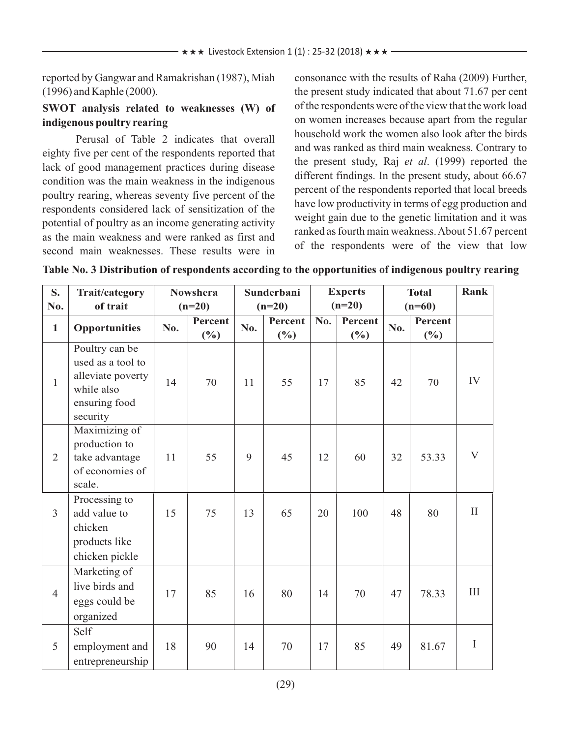reported by Gangwar and Ramakrishan (1987), Miah (1996) and Kaphle (2000).

**SWOT analysis related to weaknesses (W) of indigenous poultry rearing**

Perusal of Table 2 indicates that overall eighty five per cent of the respondents reported that lack of good management practices during disease condition was the main weakness in the indigenous poultry rearing, whereas seventy five percent of the respondents considered lack of sensitization of the potential of poultry as an income generating activity as the main weakness and were ranked as first and second main weaknesses. These results were in consonance with the results of Raha (2009) Further, the present study indicated that about 71.67 per cent of the respondents were of the view that the work load on women increases because apart from the regular household work the women also look after the birds and was ranked as third main weakness. Contrary to the present study, Raj *et al*. (1999) reported the different findings. In the present study, about 66.67 percent of the respondents reported that local breeds have low productivity in terms of egg production and weight gain due to the genetic limitation and it was ranked as fourth main weakness. About 51.67 percent of the respondents were of the view that low

**Table No. 3 Distribution of respondents according to the opportunities of indigenous poultry rearing**

| S. No. | Trait/category of trait | Nowshera (n=20) | | Sunderbani (n=20) | | Experts (n=20) | | Total (n=60) | | Rank |
|---|---|---|---|---|---|---|---|---|---|---|
| 1 | **Opportunities** | No. | Percent (%) | No. | Percent (%) | No. | Percent (%) | No. | Percent (%) | |
| 1 | Poultry can be used as a tool to alleviate poverty while also ensuring food security | 14 | 70 | 11 | 55 | 17 | 85 | 42 | 70 | IV |
| 2 | Maximizing of production to take advantage of economies of scale. | 11 | 55 | 9 | 45 | 12 | 60 | 32 | 53.33 | V |
| 3 | Processing to add value to chicken products like chicken pickle | 15 | 75 | 13 | 65 | 20 | 100 | 48 | 80 | II |
| 4 | Marketing of live birds and eggs could be organized | 17 | 85 | 16 | 80 | 14 | 70 | 47 | 78.33 | III |
| 5 | Self employment and entrepreneurship | 18 | 90 | 14 | 70 | 17 | 85 | 49 | 81.67 | I |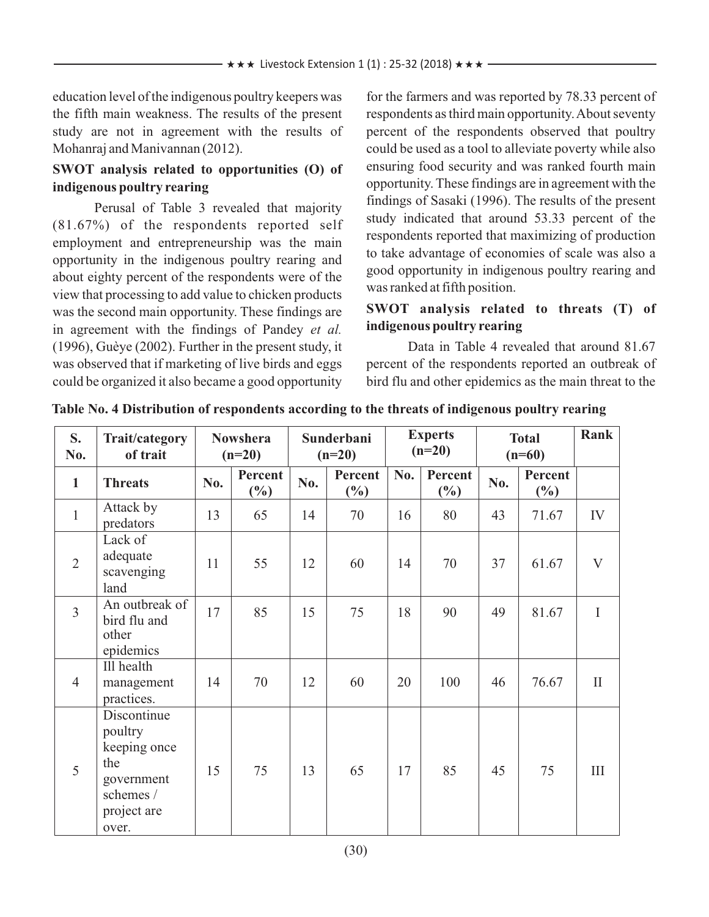education level of the indigenous poultry keepers was the fifth main weakness. The results of the present study are not in agreement with the results of Mohanraj and Manivannan (2012).

### SWOT analysis related to opportunities (O) of indigenous poultry rearing

Perusal of Table 3 revealed that majority (81.67%) of the respondents reported self employment and entrepreneurship was the main opportunity in the indigenous poultry rearing and about eighty percent of the respondents were of the view that processing to add value to chicken products was the second main opportunity. These findings are in agreement with the findings of Pandey *et al.* (1996), Guèye (2002). Further in the present study, it was observed that if marketing of live birds and eggs could be organized it also became a good opportunity for the farmers and was reported by 78.33 percent of respondents as third main opportunity. About seventy percent of the respondents observed that poultry could be used as a tool to alleviate poverty while also ensuring food security and was ranked fourth main opportunity. These findings are in agreement with the findings of Sasaki (1996). The results of the present study indicated that around 53.33 percent of the respondents reported that maximizing of production to take advantage of economies of scale was also a good opportunity in indigenous poultry rearing and was ranked at fifth position.

### SWOT analysis related to threats (T) of indigenous poultry rearing

Data in Table 4 revealed that around 81.67 percent of the respondents reported an outbreak of bird flu and other epidemics as the main threat to the

**Table No. 4 Distribution of respondents according to the threats of indigenous poultry rearing**

| S. No. | Trait/category of trait | Nowshera (n=20) | | Sunderbani (n=20) | | Experts (n=20) | | Total (n=60) | | Rank |
|---|---|---|---|---|---|---|---|---|---|---|
| **1** | **Threats** | **No.** | **Percent (%)** | **No.** | **Percent (%)** | **No.** | **Percent (%)** | **No.** | **Percent (%)** | |
| 1 | Attack by predators | 13 | 65 | 14 | 70 | 16 | 80 | 43 | 71.67 | IV |
| 2 | Lack of adequate scavenging land | 11 | 55 | 12 | 60 | 14 | 70 | 37 | 61.67 | V |
| 3 | An outbreak of bird flu and other epidemics | 17 | 85 | 15 | 75 | 18 | 90 | 49 | 81.67 | I |
| 4 | Ill health management practices. | 14 | 70 | 12 | 60 | 20 | 100 | 46 | 76.67 | II |
| 5 | Discontinue poultry keeping once the government schemes / project are over. | 15 | 75 | 13 | 65 | 17 | 85 | 45 | 75 | III |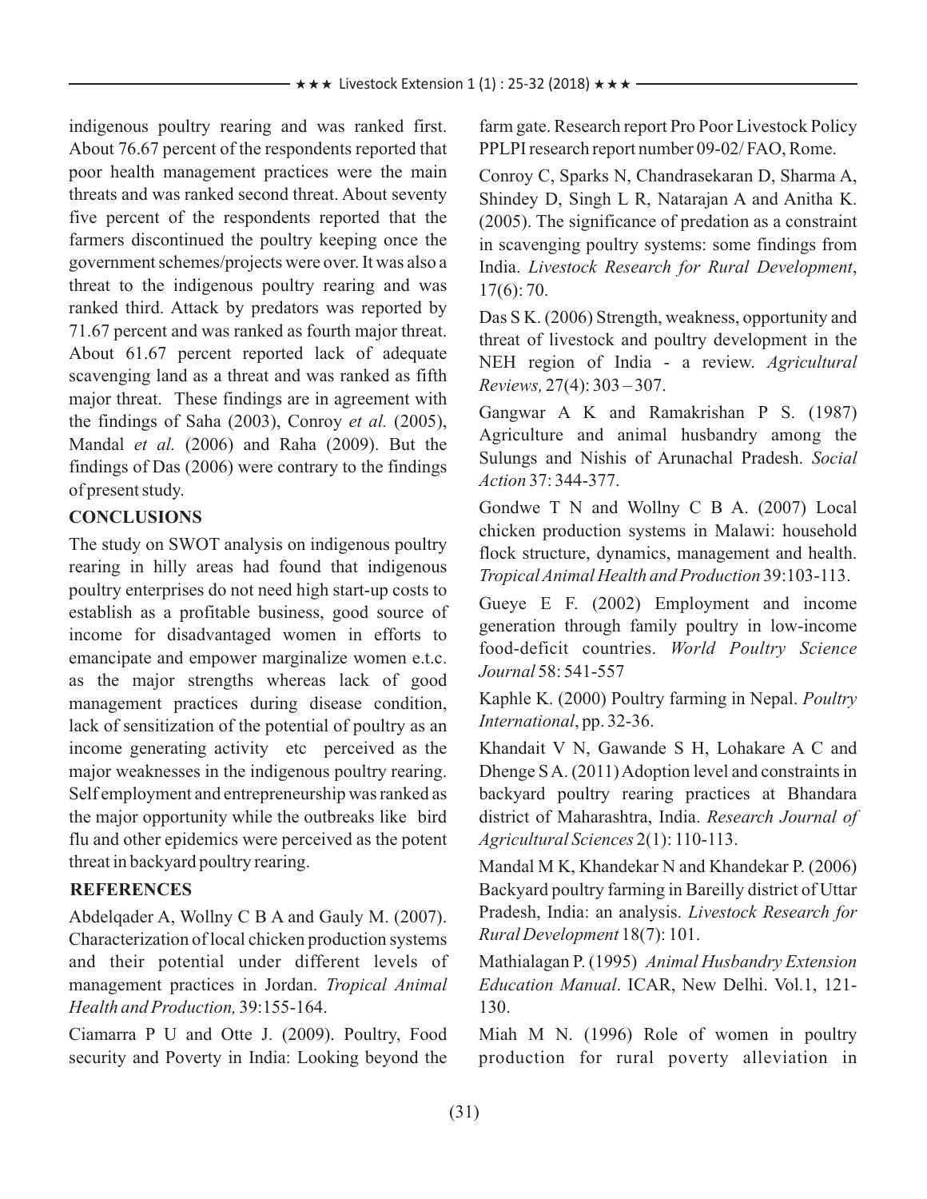indigenous poultry rearing and was ranked first. About 76.67 percent of the respondents reported that poor health management practices were the main threats and was ranked second threat. About seventy five percent of the respondents reported that the farmers discontinued the poultry keeping once the government schemes/projects were over. It was also a threat to the indigenous poultry rearing and was ranked third. Attack by predators was reported by 71.67 percent and was ranked as fourth major threat. About 61.67 percent reported lack of adequate scavenging land as a threat and was ranked as fifth major threat. These findings are in agreement with the findings of Saha (2003), Conroy *et al.* (2005), Mandal *et al.* (2006) and Raha (2009). But the findings of Das (2006) were contrary to the findings of present study.

## CONCLUSIONS

The study on SWOT analysis on indigenous poultry rearing in hilly areas had found that indigenous poultry enterprises do not need high start-up costs to establish as a profitable business, good source of income for disadvantaged women in efforts to emancipate and empower marginalize women e.t.c. as the major strengths whereas lack of good management practices during disease condition, lack of sensitization of the potential of poultry as an income generating activity etc perceived as the major weaknesses in the indigenous poultry rearing. Self employment and entrepreneurship was ranked as the major opportunity while the outbreaks like bird flu and other epidemics were perceived as the potent threat in backyard poultry rearing.

## REFERENCES

Abdelqader A, Wollny C B A and Gauly M. (2007). Characterization of local chicken production systems and their potential under different levels of management practices in Jordan. *Tropical Animal Health and Production,* 39:155-164.

Ciamarra P U and Otte J. (2009). Poultry, Food security and Poverty in India: Looking beyond the farm gate. Research report Pro Poor Livestock Policy PPLPI research report number 09-02/ FAO, Rome.

Conroy C, Sparks N, Chandrasekaran D, Sharma A, Shindey D, Singh L R, Natarajan A and Anitha K. (2005). The significance of predation as a constraint in scavenging poultry systems: some findings from India. *Livestock Research for Rural Development*, 17(6): 70.

Das S K. (2006) Strength, weakness, opportunity and threat of livestock and poultry development in the NEH region of India - a review. *Agricultural Reviews,* 27(4): 303 – 307.

Gangwar A K and Ramakrishan P S. (1987) Agriculture and animal husbandry among the Sulungs and Nishis of Arunachal Pradesh. *Social Action* 37: 344-377.

Gondwe T N and Wollny C B A. (2007) Local chicken production systems in Malawi: household flock structure, dynamics, management and health. *Tropical Animal Health and Production* 39:103-113.

Gueye E F. (2002) Employment and income generation through family poultry in low-income food-deficit countries. *World Poultry Science Journal* 58: 541-557

Kaphle K. (2000) Poultry farming in Nepal. *Poultry International*, pp. 32-36.

Khandait V N, Gawande S H, Lohakare A C and Dhenge S A. (2011) Adoption level and constraints in backyard poultry rearing practices at Bhandara district of Maharashtra, India. *Research Journal of Agricultural Sciences* 2(1): 110-113.

Mandal M K, Khandekar N and Khandekar P. (2006) Backyard poultry farming in Bareilly district of Uttar Pradesh, India: an analysis. *Livestock Research for Rural Development* 18(7): 101.

Mathialagan P. (1995) *Animal Husbandry Extension Education Manual*. ICAR, New Delhi. Vol.1, 121-130.

Miah M N. (1996) Role of women in poultry production for rural poverty alleviation in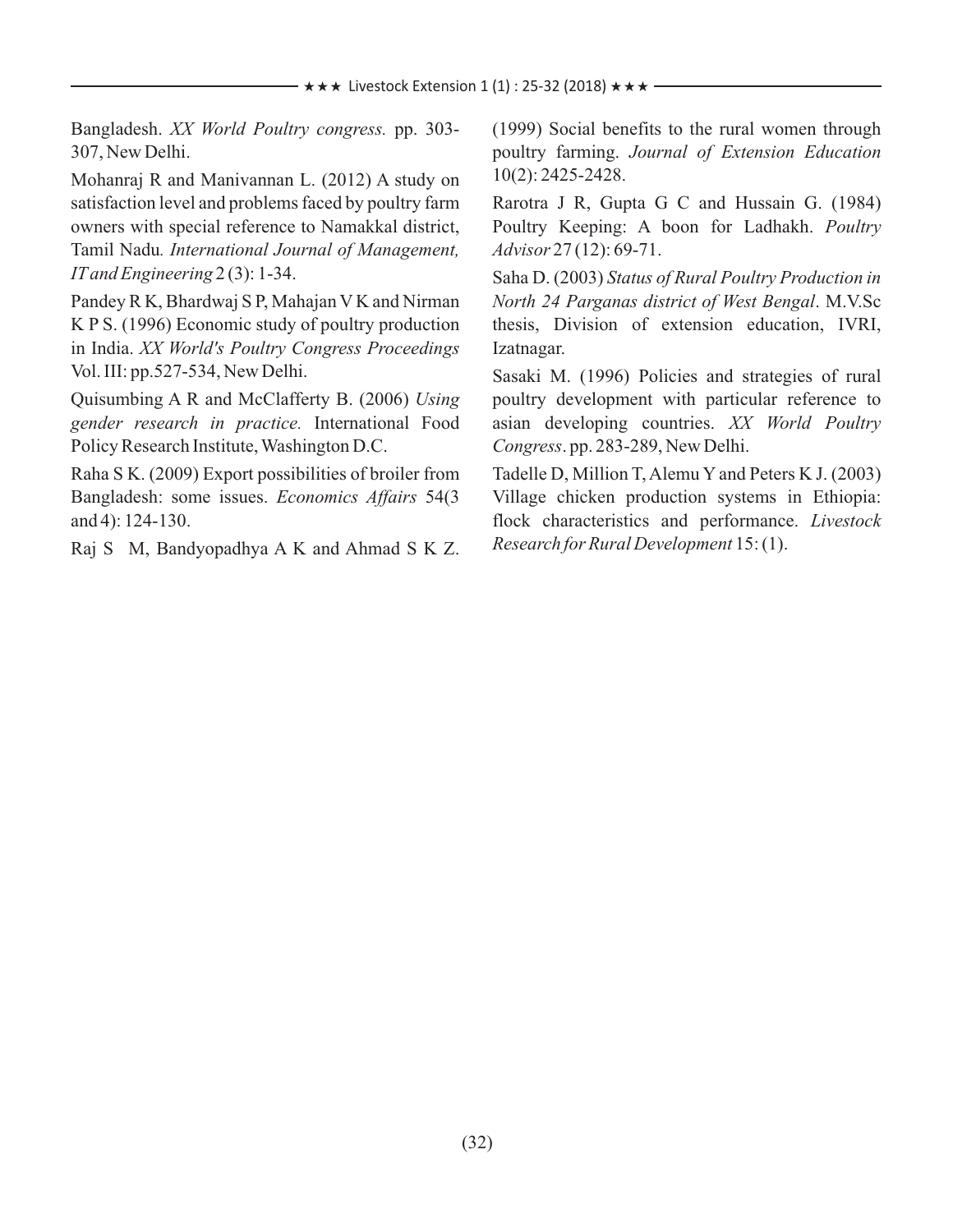Bangladesh. *XX World Poultry congress.* pp. 303-307, New Delhi.

Mohanraj R and Manivannan L. (2012) A study on satisfaction level and problems faced by poultry farm owners with special reference to Namakkal district, Tamil Nadu. *International Journal of Management, IT and Engineering* 2 (3): 1-34.

Pandey R K, Bhardwaj S P, Mahajan V K and Nirman K P S. (1996) Economic study of poultry production in India. *XX World's Poultry Congress Proceedings* Vol. III: pp.527-534, New Delhi.

Quisumbing A R and McClafferty B. (2006) *Using gender research in practice.* International Food Policy Research Institute, Washington D.C.

Raha S K. (2009) Export possibilities of broiler from Bangladesh: some issues. *Economics Affairs* 54(3 and 4): 124-130.

Raj S M, Bandyopadhya A K and Ahmad S K Z. (1999) Social benefits to the rural women through poultry farming. *Journal of Extension Education* 10(2): 2425-2428.

Rarotra J R, Gupta G C and Hussain G. (1984) Poultry Keeping: A boon for Ladhakh. *Poultry Advisor* 27 (12): 69-71.

Saha D. (2003) *Status of Rural Poultry Production in North 24 Parganas district of West Bengal*. M.V.Sc thesis, Division of extension education, IVRI, Izatnagar.

Sasaki M. (1996) Policies and strategies of rural poultry development with particular reference to asian developing countries. *XX World Poultry Congress*. pp. 283-289, New Delhi.

Tadelle D, Million T, Alemu Y and Peters K J. (2003) Village chicken production systems in Ethiopia: flock characteristics and performance. *Livestock Research for Rural Development* 15: (1).